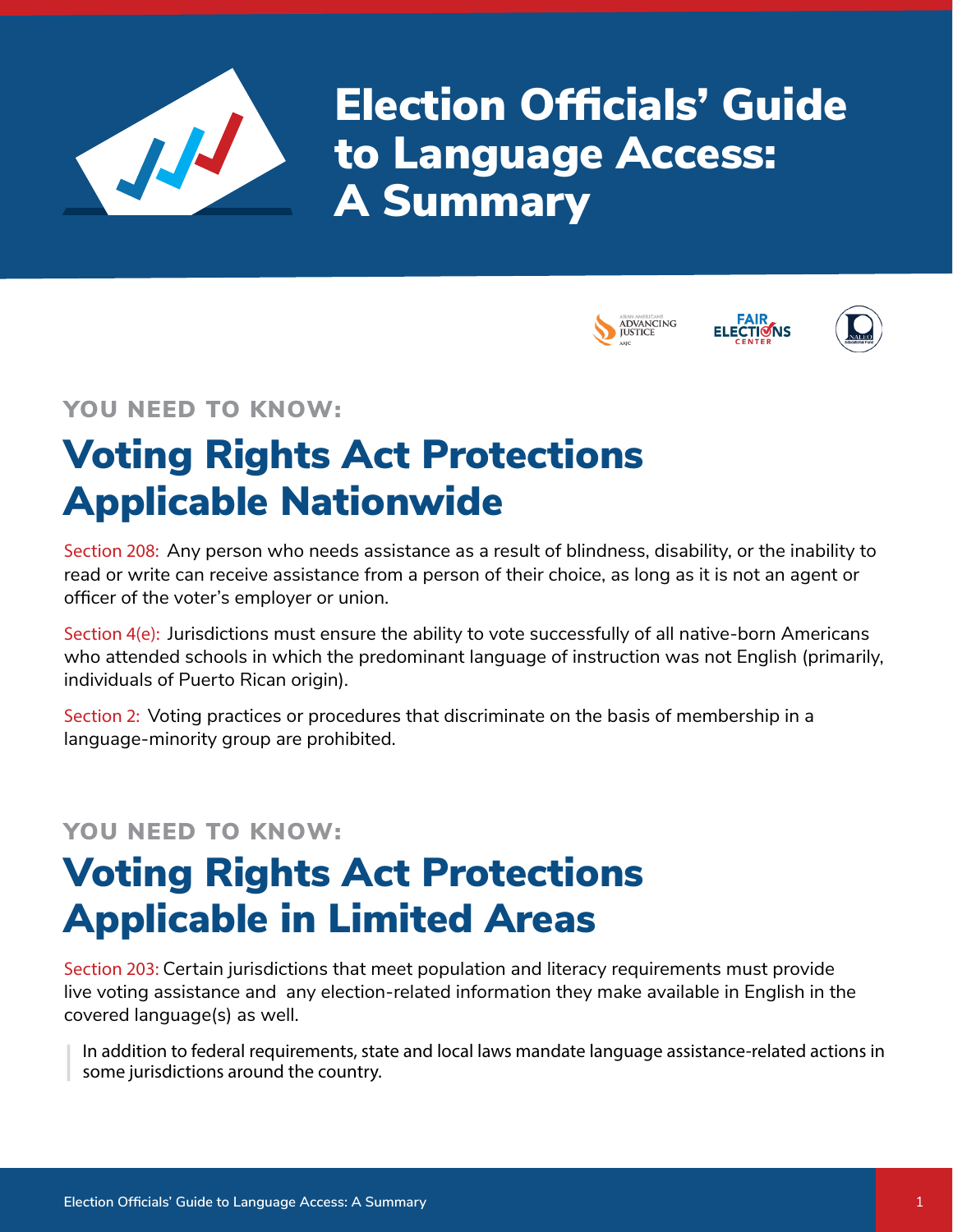# Election Officials' Guide to Language Access: A Summary

YOU NEED TO KNOW:

## Voting Rights Act Protections Applicable Nationwide

Section 208: Any person who needs assistance as a result of blindness, disability, or the inability to read or write can receive assistance from a person of their choice, as long as it is not an agent or officer of the voter's employer or union.

Section 4(e): Jurisdictions must ensure the ability to vote successfully of all native-born Americans who attended schools in which the predominant language of instruction was not English (primarily, individuals of Puerto Rican origin).

Section 2: Voting practices or procedures that discriminate on the basis of membership in a language-minority group are prohibited.

YOU NEED TO KNOW:

## Voting Rights Act Protections Applicable in Limited Areas

Section 203: Certain jurisdictions that meet population and literacy requirements must provide live voting assistance and any election-related information they make available in English in the covered language(s) as well.

> In addition to federal requirements, state and local laws mandate language assistance-related actions in some jurisdictions around the country.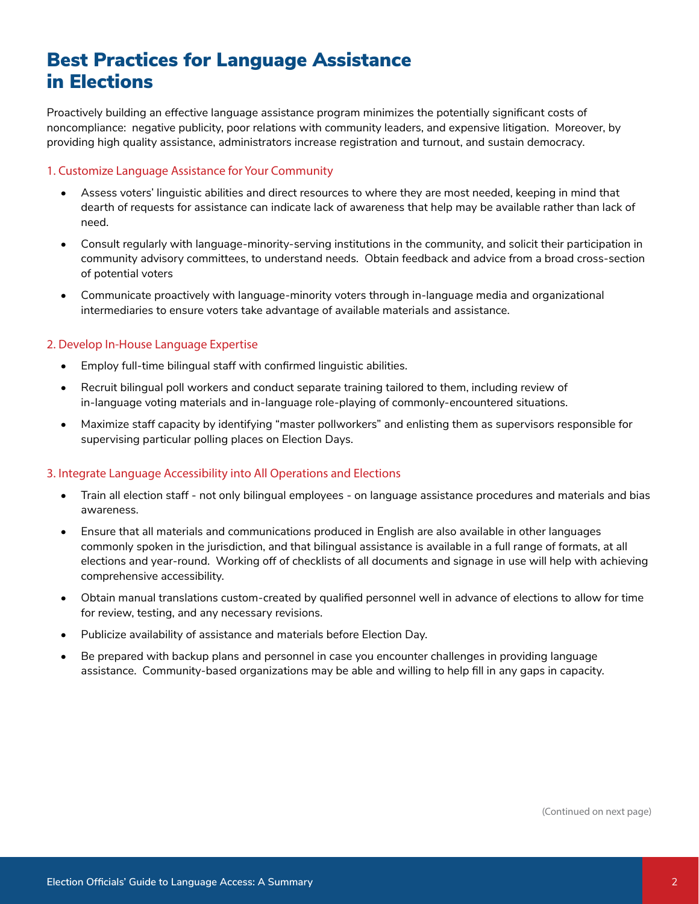# Best Practices for Language Assistance in Elections

Proactively building an effective language assistance program minimizes the potentially significant costs of noncompliance: negative publicity, poor relations with community leaders, and expensive litigation. Moreover, by providing high quality assistance, administrators increase registration and turnout, and sustain democracy.

### 1. Customize Language Assistance for Your Community

- Assess voters' linguistic abilities and direct resources to where they are most needed, keeping in mind that dearth of requests for assistance can indicate lack of awareness that help may be available rather than lack of need.
- Consult regularly with language-minority-serving institutions in the community, and solicit their participation in community advisory committees, to understand needs. Obtain feedback and advice from a broad cross-section of potential voters
- Communicate proactively with language-minority voters through in-language media and organizational intermediaries to ensure voters take advantage of available materials and assistance.

### 2. Develop In-House Language Expertise

- Employ full-time bilingual staff with confirmed linguistic abilities.
- Recruit bilingual poll workers and conduct separate training tailored to them, including review of in-language voting materials and in-language role-playing of commonly-encountered situations.
- Maximize staff capacity by identifying "master pollworkers" and enlisting them as supervisors responsible for supervising particular polling places on Election Days.

### 3. Integrate Language Accessibility into All Operations and Elections

- Train all election staff - not only bilingual employees - on language assistance procedures and materials and bias awareness.
- Ensure that all materials and communications produced in English are also available in other languages commonly spoken in the jurisdiction, and that bilingual assistance is available in a full range of formats, at all elections and year-round. Working off of checklists of all documents and signage in use will help with achieving comprehensive accessibility.
- Obtain manual translations custom-created by qualified personnel well in advance of elections to allow for time for review, testing, and any necessary revisions.
- Publicize availability of assistance and materials before Election Day.
- Be prepared with backup plans and personnel in case you encounter challenges in providing language assistance. Community-based organizations may be able and willing to help fill in any gaps in capacity.

(Continued on next page)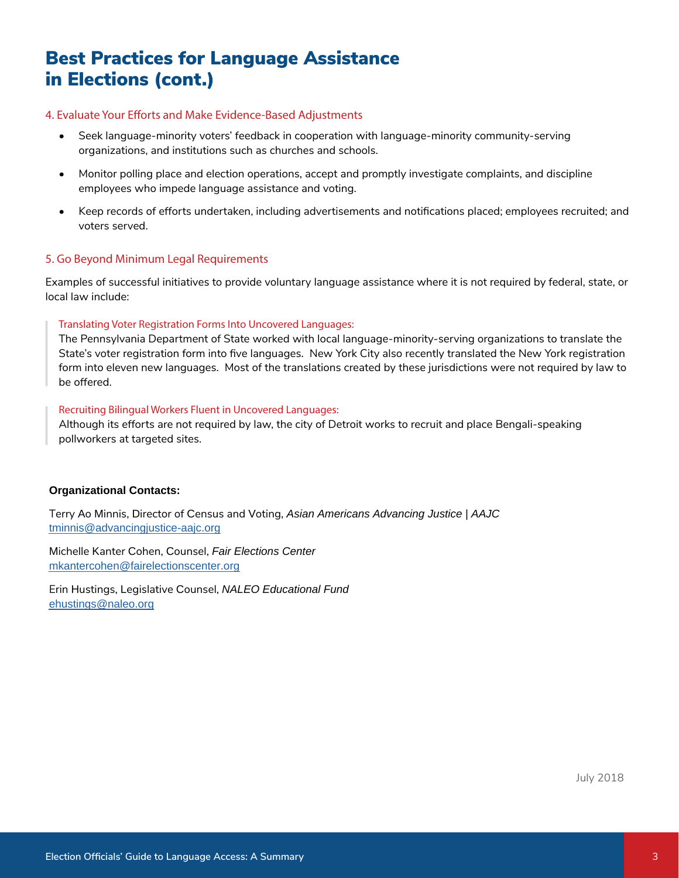# Best Practices for Language Assistance in Elections (cont.)

### 4. Evaluate Your Efforts and Make Evidence-Based Adjustments

- Seek language-minority voters' feedback in cooperation with language-minority community-serving organizations, and institutions such as churches and schools.
- Monitor polling place and election operations, accept and promptly investigate complaints, and discipline employees who impede language assistance and voting.
- Keep records of efforts undertaken, including advertisements and notifications placed; employees recruited; and voters served.

### 5. Go Beyond Minimum Legal Requirements

Examples of successful initiatives to provide voluntary language assistance where it is not required by federal, state, or local law include:

> Translating Voter Registration Forms Into Uncovered Languages:
> The Pennsylvania Department of State worked with local language-minority-serving organizations to translate the State's voter registration form into five languages. New York City also recently translated the New York registration form into eleven new languages. Most of the translations created by these jurisdictions were not required by law to be offered.

> Recruiting Bilingual Workers Fluent in Uncovered Languages:
> Although its efforts are not required by law, the city of Detroit works to recruit and place Bengali-speaking pollworkers at targeted sites.

**Organizational Contacts:**

Terry Ao Minnis, Director of Census and Voting, *Asian Americans Advancing Justice | AAJC*
tminnis@advancingjustice-aajc.org

Michelle Kanter Cohen, Counsel, *Fair Elections Center*
mkantercohen@fairelectionscenter.org

Erin Hustings, Legislative Counsel, *NALEO Educational Fund*
ehustings@naleo.org

July 2018